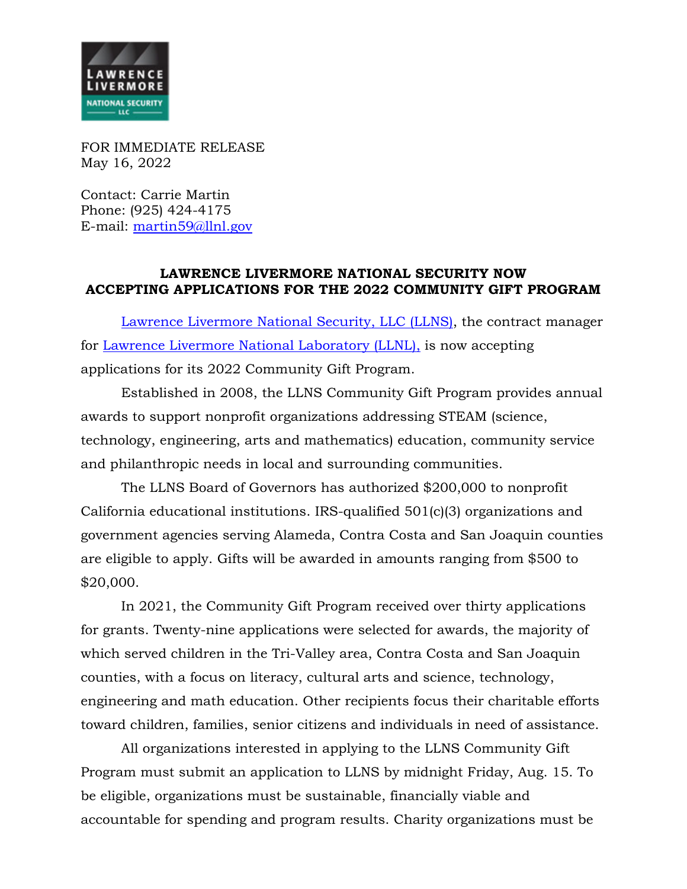FOR IMMEDIATE RELEASE
May 16, 2022

Contact: Carrie Martin
Phone: (925) 424-4175
E-mail: martin59@llnl.gov

## LAWRENCE LIVERMORE NATIONAL SECURITY NOW ACCEPTING APPLICATIONS FOR THE 2022 COMMUNITY GIFT PROGRAM

Lawrence Livermore National Security, LLC (LLNS), the contract manager for Lawrence Livermore National Laboratory (LLNL), is now accepting applications for its 2022 Community Gift Program.

Established in 2008, the LLNS Community Gift Program provides annual awards to support nonprofit organizations addressing STEAM (science, technology, engineering, arts and mathematics) education, community service and philanthropic needs in local and surrounding communities.

The LLNS Board of Governors has authorized $200,000 to nonprofit California educational institutions. IRS-qualified 501(c)(3) organizations and government agencies serving Alameda, Contra Costa and San Joaquin counties are eligible to apply. Gifts will be awarded in amounts ranging from $500 to $20,000.

In 2021, the Community Gift Program received over thirty applications for grants. Twenty-nine applications were selected for awards, the majority of which served children in the Tri-Valley area, Contra Costa and San Joaquin counties, with a focus on literacy, cultural arts and science, technology, engineering and math education. Other recipients focus their charitable efforts toward children, families, senior citizens and individuals in need of assistance.

All organizations interested in applying to the LLNS Community Gift Program must submit an application to LLNS by midnight Friday, Aug. 15. To be eligible, organizations must be sustainable, financially viable and accountable for spending and program results. Charity organizations must be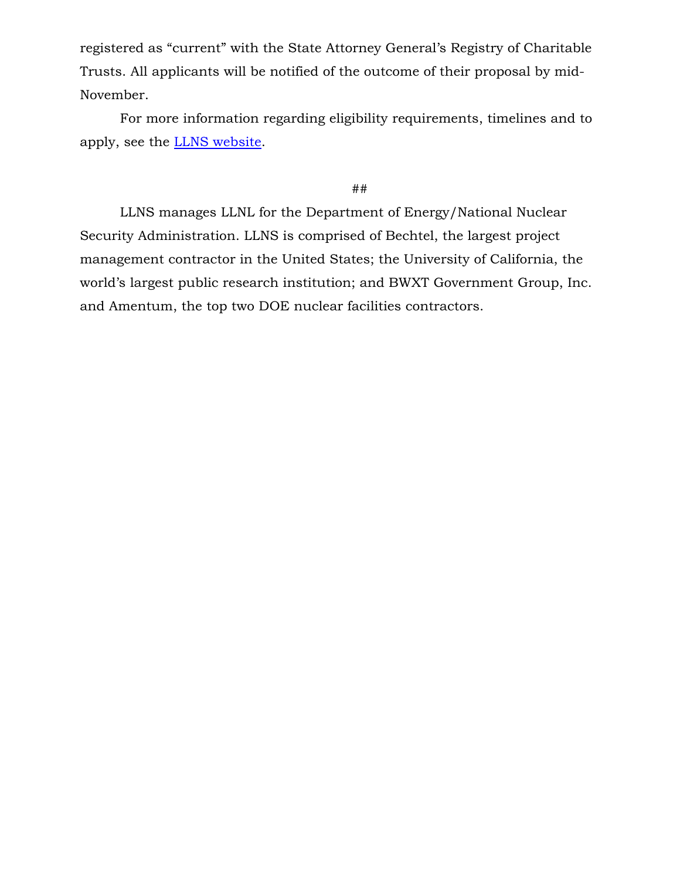registered as "current" with the State Attorney General's Registry of Charitable Trusts. All applicants will be notified of the outcome of their proposal by mid-November.

For more information regarding eligibility requirements, timelines and to apply, see the LLNS website.

##

LLNS manages LLNL for the Department of Energy/National Nuclear Security Administration. LLNS is comprised of Bechtel, the largest project management contractor in the United States; the University of California, the world's largest public research institution; and BWXT Government Group, Inc. and Amentum, the top two DOE nuclear facilities contractors.